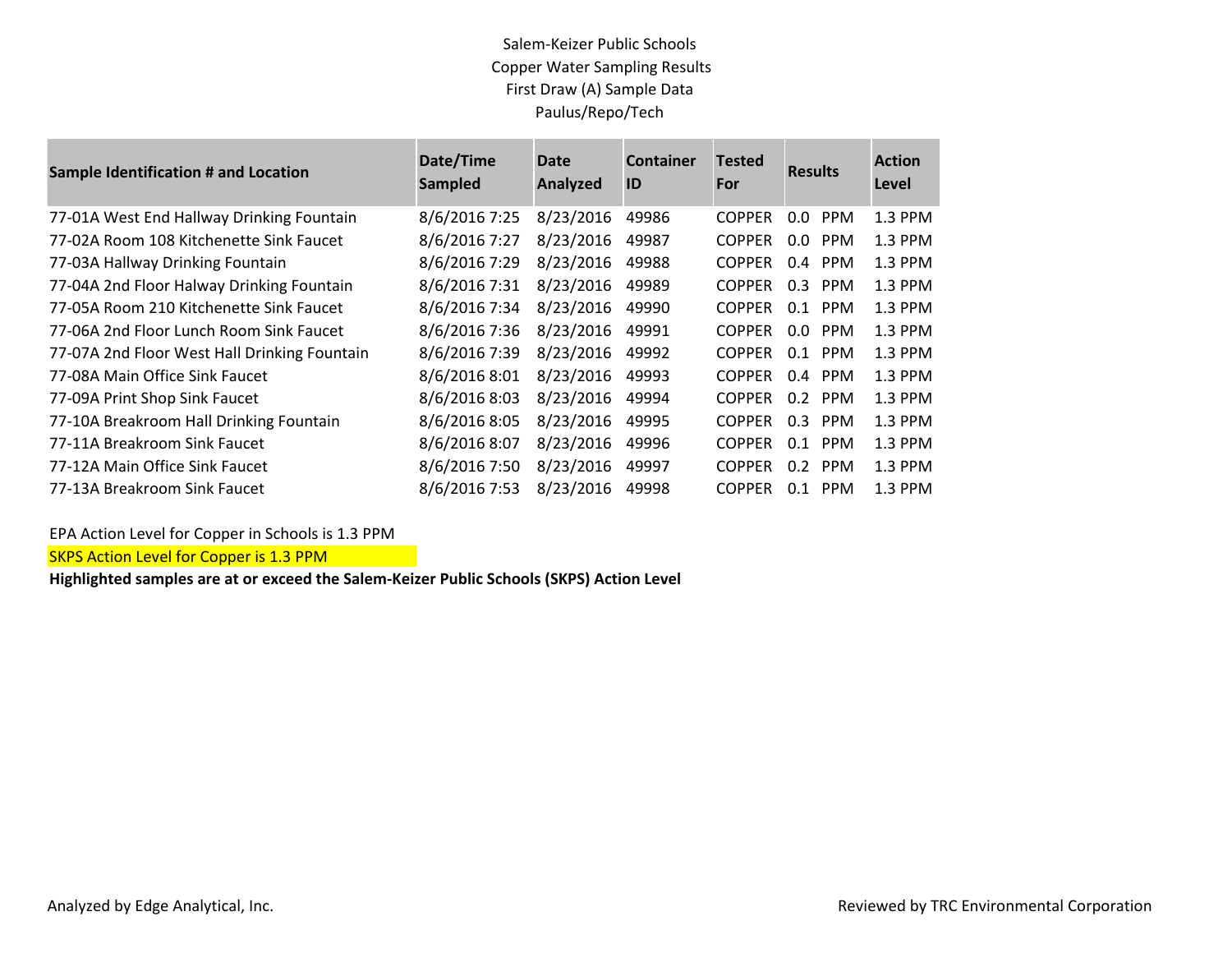Salem-Keizer Public Schools
Copper Water Sampling Results
First Draw (A) Sample Data
Paulus/Repo/Tech

| Sample Identification # and Location | Date/Time Sampled | Date Analyzed | Container ID | Tested For | Results | Action Level |
|---|---|---|---|---|---|---|
| 77-01A West End Hallway Drinking Fountain | 8/6/2016 7:25 | 8/23/2016 | 49986 | COPPER | 0.0 PPM | 1.3 PPM |
| 77-02A Room 108 Kitchenette Sink Faucet | 8/6/2016 7:27 | 8/23/2016 | 49987 | COPPER | 0.0 PPM | 1.3 PPM |
| 77-03A Hallway Drinking Fountain | 8/6/2016 7:29 | 8/23/2016 | 49988 | COPPER | 0.4 PPM | 1.3 PPM |
| 77-04A 2nd Floor Halway Drinking Fountain | 8/6/2016 7:31 | 8/23/2016 | 49989 | COPPER | 0.3 PPM | 1.3 PPM |
| 77-05A Room 210 Kitchenette Sink Faucet | 8/6/2016 7:34 | 8/23/2016 | 49990 | COPPER | 0.1 PPM | 1.3 PPM |
| 77-06A 2nd Floor Lunch Room Sink Faucet | 8/6/2016 7:36 | 8/23/2016 | 49991 | COPPER | 0.0 PPM | 1.3 PPM |
| 77-07A 2nd Floor West Hall Drinking Fountain | 8/6/2016 7:39 | 8/23/2016 | 49992 | COPPER | 0.1 PPM | 1.3 PPM |
| 77-08A Main Office Sink Faucet | 8/6/2016 8:01 | 8/23/2016 | 49993 | COPPER | 0.4 PPM | 1.3 PPM |
| 77-09A Print Shop Sink Faucet | 8/6/2016 8:03 | 8/23/2016 | 49994 | COPPER | 0.2 PPM | 1.3 PPM |
| 77-10A Breakroom Hall Drinking Fountain | 8/6/2016 8:05 | 8/23/2016 | 49995 | COPPER | 0.3 PPM | 1.3 PPM |
| 77-11A Breakroom Sink Faucet | 8/6/2016 8:07 | 8/23/2016 | 49996 | COPPER | 0.1 PPM | 1.3 PPM |
| 77-12A Main Office Sink Faucet | 8/6/2016 7:50 | 8/23/2016 | 49997 | COPPER | 0.2 PPM | 1.3 PPM |
| 77-13A Breakroom Sink Faucet | 8/6/2016 7:53 | 8/23/2016 | 49998 | COPPER | 0.1 PPM | 1.3 PPM |

EPA Action Level for Copper in Schools is 1.3 PPM

SKPS Action Level for Copper is 1.3 PPM

**Highlighted samples are at or exceed the Salem-Keizer Public Schools (SKPS) Action Level**

Analyzed by Edge Analytical, Inc.

Reviewed by TRC Environmental Corporation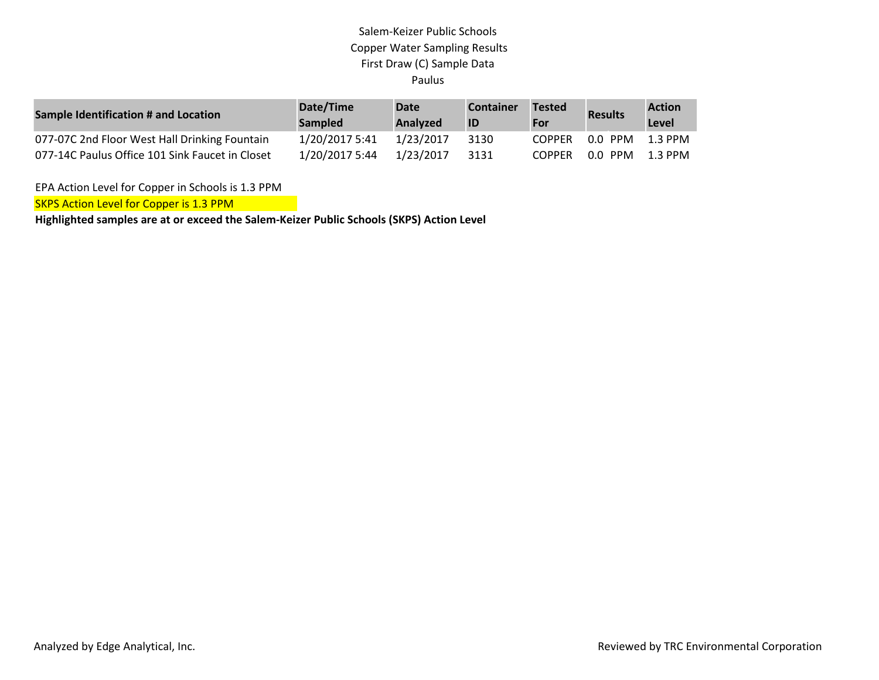Salem-Keizer Public Schools
Copper Water Sampling Results
First Draw (C) Sample Data
Paulus

| Sample Identification # and Location | Date/Time Sampled | Date Analyzed | Container ID | Tested For | Results | Action Level |
|---|---|---|---|---|---|---|
| 077-07C 2nd Floor West Hall Drinking Fountain | 1/20/2017 5:41 | 1/23/2017 | 3130 | COPPER | 0.0 PPM | 1.3 PPM |
| 077-14C Paulus Office 101 Sink Faucet in Closet | 1/20/2017 5:44 | 1/23/2017 | 3131 | COPPER | 0.0 PPM | 1.3 PPM |

EPA Action Level for Copper in Schools is 1.3 PPM

SKPS Action Level for Copper is 1.3 PPM

**Highlighted samples are at or exceed the Salem-Keizer Public Schools (SKPS) Action Level**

Analyzed by Edge Analytical, Inc.

Reviewed by TRC Environmental Corporation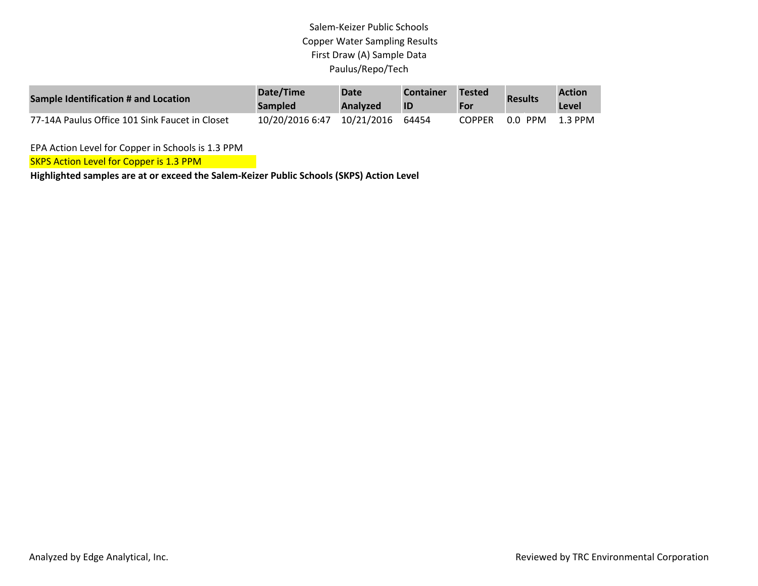Salem-Keizer Public Schools
Copper Water Sampling Results
First Draw (A) Sample Data
Paulus/Repo/Tech

| Sample Identification # and Location | Date/Time Sampled | Date Analyzed | Container ID | Tested For | Results | Action Level |
|---|---|---|---|---|---|---|
| 77-14A Paulus Office 101 Sink Faucet in Closet | 10/20/2016 6:47 | 10/21/2016 | 64454 | COPPER | 0.0 PPM | 1.3 PPM |

EPA Action Level for Copper in Schools is 1.3 PPM

SKPS Action Level for Copper is 1.3 PPM

**Highlighted samples are at or exceed the Salem-Keizer Public Schools (SKPS) Action Level**

Analyzed by Edge Analytical, Inc.

Reviewed by TRC Environmental Corporation